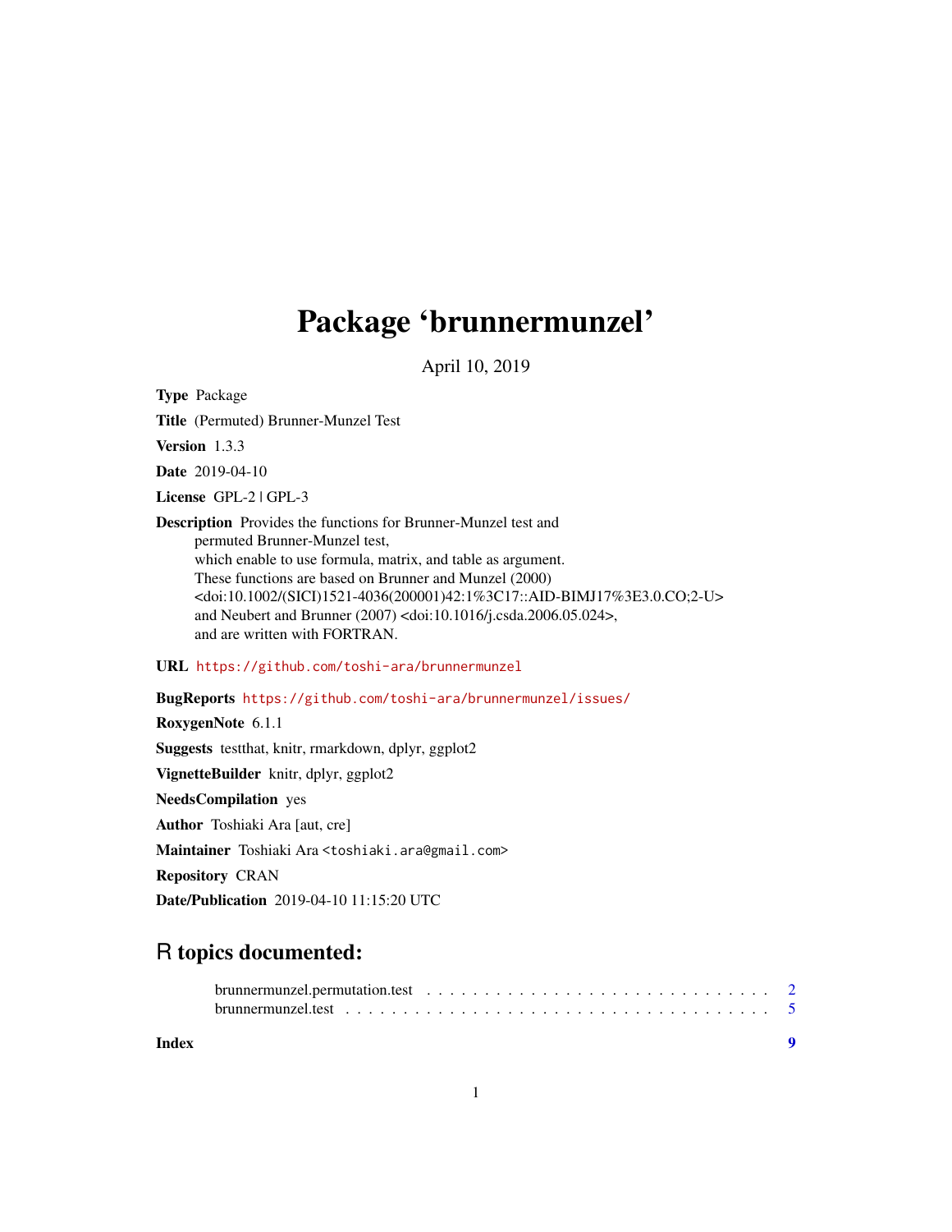# Package 'brunnermunzel'

April 10, 2019

**Type** Package

**Title** (Permuted) Brunner-Munzel Test

**Version** 1.3.3

**Date** 2019-04-10

**License** GPL-2 | GPL-3

**Description** Provides the functions for Brunner-Munzel test and permuted Brunner-Munzel test, which enable to use formula, matrix, and table as argument. These functions are based on Brunner and Munzel (2000) <doi:10.1002/(SICI)1521-4036(200001)42:1%3C17::AID-BIMJ17%3E3.0.CO;2-U> and Neubert and Brunner (2007) <doi:10.1016/j.csda.2006.05.024>, and are written with FORTRAN.

**URL** https://github.com/toshi-ara/brunnermunzel

**BugReports** https://github.com/toshi-ara/brunnermunzel/issues/

**RoxygenNote** 6.1.1

**Suggests** testthat, knitr, rmarkdown, dplyr, ggplot2

**VignetteBuilder** knitr, dplyr, ggplot2

**NeedsCompilation** yes

**Author** Toshiaki Ara [aut, cre]

**Maintainer** Toshiaki Ara <toshiaki.ara@gmail.com>

**Repository** CRAN

**Date/Publication** 2019-04-10 11:15:20 UTC

## R topics documented:

brunnermunzel.permutation.test . . . . . . . . . . . . . . . . . . . . . . . . . . . . . 2
brunnermunzel.test . . . . . . . . . . . . . . . . . . . . . . . . . . . . . . . . . . . . 5

**Index** 9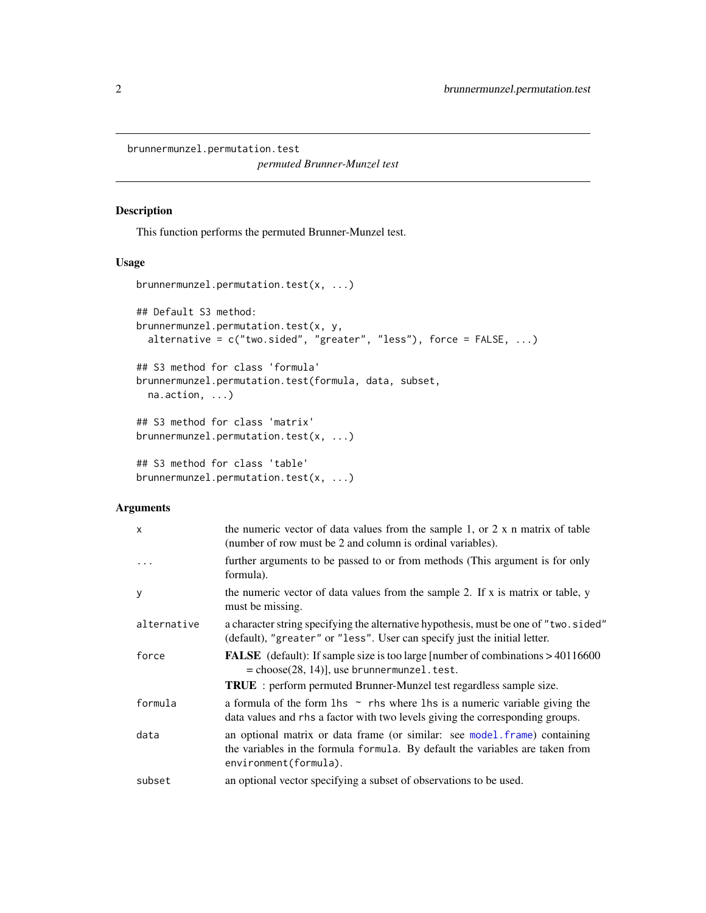## brunnermunzel.permutation.test

*permuted Brunner-Munzel test*

### Description

This function performs the permuted Brunner-Munzel test.

### Usage

```
brunnermunzel.permutation.test(x, ...)

## Default S3 method:
brunnermunzel.permutation.test(x, y,
  alternative = c("two.sided", "greater", "less"), force = FALSE, ...)

## S3 method for class 'formula'
brunnermunzel.permutation.test(formula, data, subset,
  na.action, ...)

## S3 method for class 'matrix'
brunnermunzel.permutation.test(x, ...)

## S3 method for class 'table'
brunnermunzel.permutation.test(x, ...)
```

### Arguments

| | |
|---|---|
| `x` | the numeric vector of data values from the sample 1, or 2 x n matrix of table (number of row must be 2 and column is ordinal variables). |
| `...` | further arguments to be passed to or from methods (This argument is for only formula). |
| `y` | the numeric vector of data values from the sample 2. If x is matrix or table, y must be missing. |
| `alternative` | a character string specifying the alternative hypothesis, must be one of `"two.sided"` (default), `"greater"` or `"less"`. User can specify just the initial letter. |
| `force` | **FALSE** (default): If sample size is too large [number of combinations > 40116600 = choose(28, 14)], use `brunnermunzel.test`. **TRUE** : perform permuted Brunner-Munzel test regardless sample size. |
| `formula` | a formula of the form `lhs ~ rhs` where `lhs` is a numeric variable giving the data values and `rhs` a factor with two levels giving the corresponding groups. |
| `data` | an optional matrix or data frame (or similar: see `model.frame`) containing the variables in the formula `formula`. By default the variables are taken from `environment(formula)`. |
| `subset` | an optional vector specifying a subset of observations to be used. |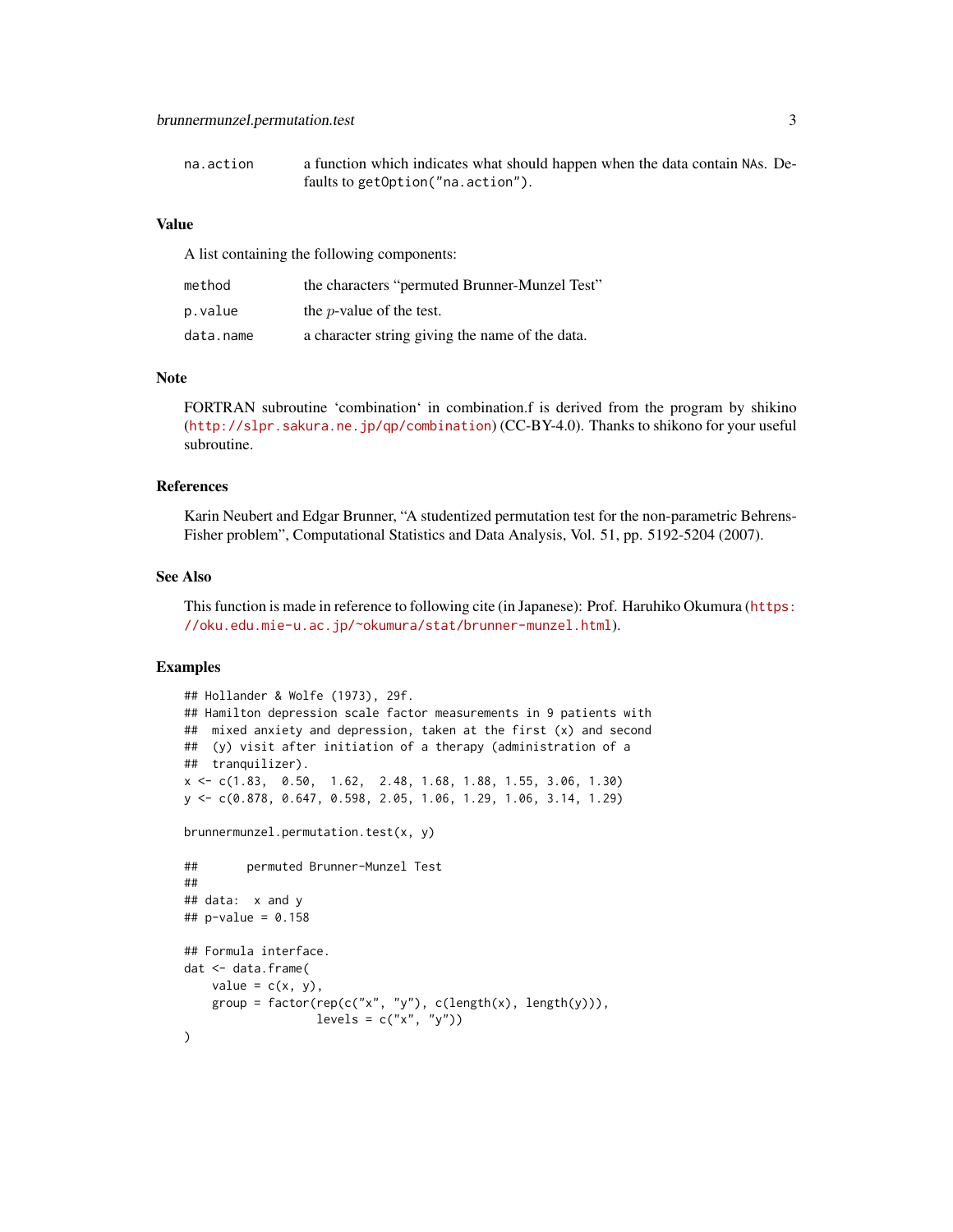| | |
|---|---|
| `na.action` | a function which indicates what should happen when the data contain NAs. Defaults to `getOption("na.action")`. |

## Value

A list containing the following components:

| | |
|---|---|
| `method` | the characters "permuted Brunner-Munzel Test" |
| `p.value` | the $p$-value of the test. |
| `data.name` | a character string giving the name of the data. |

## Note

FORTRAN subroutine 'combination' in combination.f is derived from the program by shikino (http://slpr.sakura.ne.jp/qp/combination) (CC-BY-4.0). Thanks to shikono for your useful subroutine.

## References

Karin Neubert and Edgar Brunner, "A studentized permutation test for the non-parametric Behrens-Fisher problem", Computational Statistics and Data Analysis, Vol. 51, pp. 5192-5204 (2007).

## See Also

This function is made in reference to following cite (in Japanese): Prof. Haruhiko Okumura (https://oku.edu.mie-u.ac.jp/~okumura/stat/brunner-munzel.html).

## Examples

```
## Hollander & Wolfe (1973), 29f.
## Hamilton depression scale factor measurements in 9 patients with
##  mixed anxiety and depression, taken at the first (x) and second
##  (y) visit after initiation of a therapy (administration of a
##  tranquilizer).
x <- c(1.83,  0.50,  1.62,  2.48, 1.68, 1.88, 1.55, 3.06, 1.30)
y <- c(0.878, 0.647, 0.598, 2.05, 1.06, 1.29, 1.06, 3.14, 1.29)

brunnermunzel.permutation.test(x, y)

##       permuted Brunner-Munzel Test
##
## data:  x and y
## p-value = 0.158

## Formula interface.
dat <- data.frame(
    value = c(x, y),
    group = factor(rep(c("x", "y"), c(length(x), length(y))),
                   levels = c("x", "y"))
)
```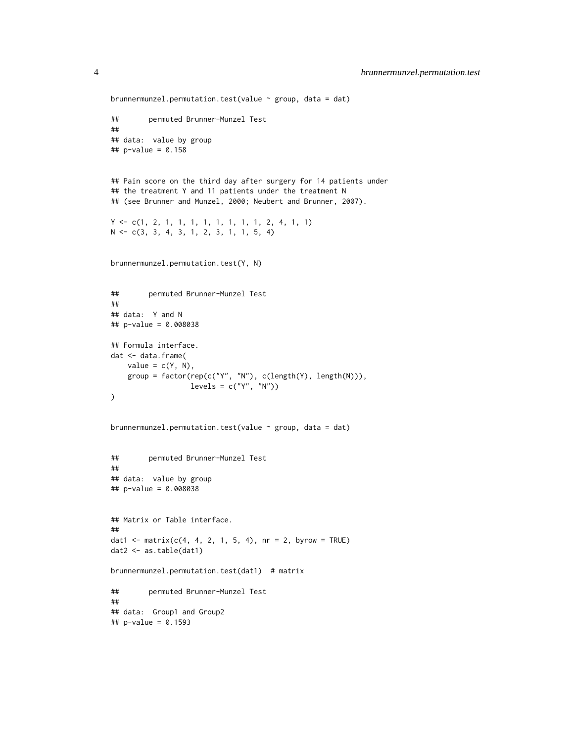```
brunnermunzel.permutation.test(value ~ group, data = dat)

##       permuted Brunner-Munzel Test
##
## data:  value by group
## p-value = 0.158


## Pain score on the third day after surgery for 14 patients under
## the treatment Y and 11 patients under the treatment N
## (see Brunner and Munzel, 2000; Neubert and Brunner, 2007).

Y <- c(1, 2, 1, 1, 1, 1, 1, 1, 1, 1, 2, 4, 1, 1)
N <- c(3, 3, 4, 3, 1, 2, 3, 1, 1, 5, 4)


brunnermunzel.permutation.test(Y, N)


##       permuted Brunner-Munzel Test
##
## data:  Y and N
## p-value = 0.008038

## Formula interface.
dat <- data.frame(
    value = c(Y, N),
    group = factor(rep(c("Y", "N"), c(length(Y), length(N))),
                   levels = c("Y", "N"))
)


brunnermunzel.permutation.test(value ~ group, data = dat)


##       permuted Brunner-Munzel Test
##
## data:  value by group
## p-value = 0.008038


## Matrix or Table interface.
##
dat1 <- matrix(c(4, 4, 2, 1, 5, 4), nr = 2, byrow = TRUE)
dat2 <- as.table(dat1)

brunnermunzel.permutation.test(dat1)  # matrix

##       permuted Brunner-Munzel Test
##
## data:  Group1 and Group2
## p-value = 0.1593
```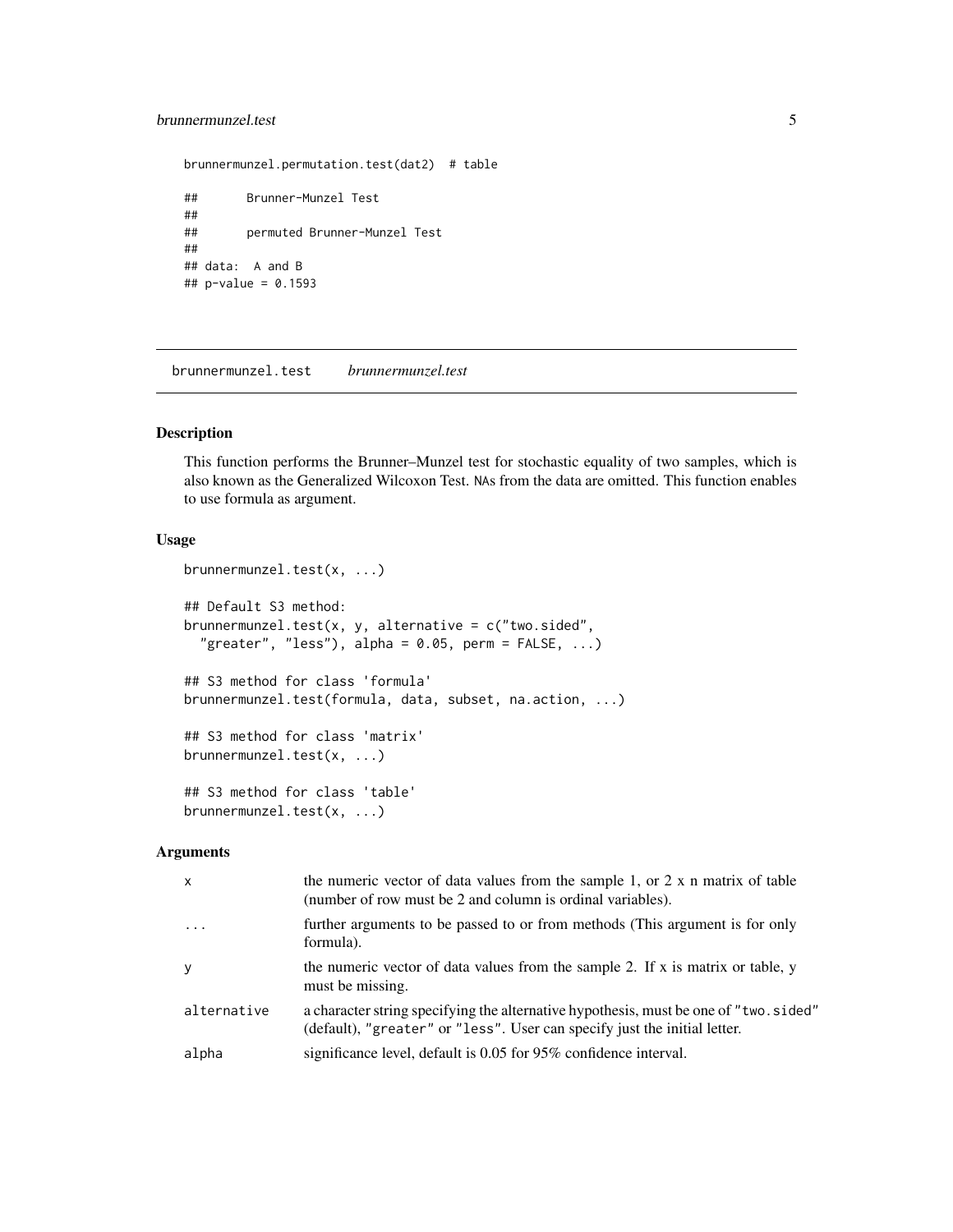```
brunnermunzel.permutation.test(dat2)  # table

##       Brunner-Munzel Test
##
##       permuted Brunner-Munzel Test
##
## data:  A and B
## p-value = 0.1593
```

## brunnermunzel.test &nbsp;&nbsp;&nbsp; *brunnermunzel.test*

### Description

This function performs the Brunner–Munzel test for stochastic equality of two samples, which is also known as the Generalized Wilcoxon Test. NAs from the data are omitted. This function enables to use formula as argument.

### Usage

```
brunnermunzel.test(x, ...)

## Default S3 method:
brunnermunzel.test(x, y, alternative = c("two.sided",
  "greater", "less"), alpha = 0.05, perm = FALSE, ...)

## S3 method for class 'formula'
brunnermunzel.test(formula, data, subset, na.action, ...)

## S3 method for class 'matrix'
brunnermunzel.test(x, ...)

## S3 method for class 'table'
brunnermunzel.test(x, ...)
```

### Arguments

| | |
|---|---|
| `x` | the numeric vector of data values from the sample 1, or 2 x n matrix of table (number of row must be 2 and column is ordinal variables). |
| `...` | further arguments to be passed to or from methods (This argument is for only formula). |
| `y` | the numeric vector of data values from the sample 2. If x is matrix or table, y must be missing. |
| `alternative` | a character string specifying the alternative hypothesis, must be one of "two.sided" (default), "greater" or "less". User can specify just the initial letter. |
| `alpha` | significance level, default is 0.05 for 95% confidence interval. |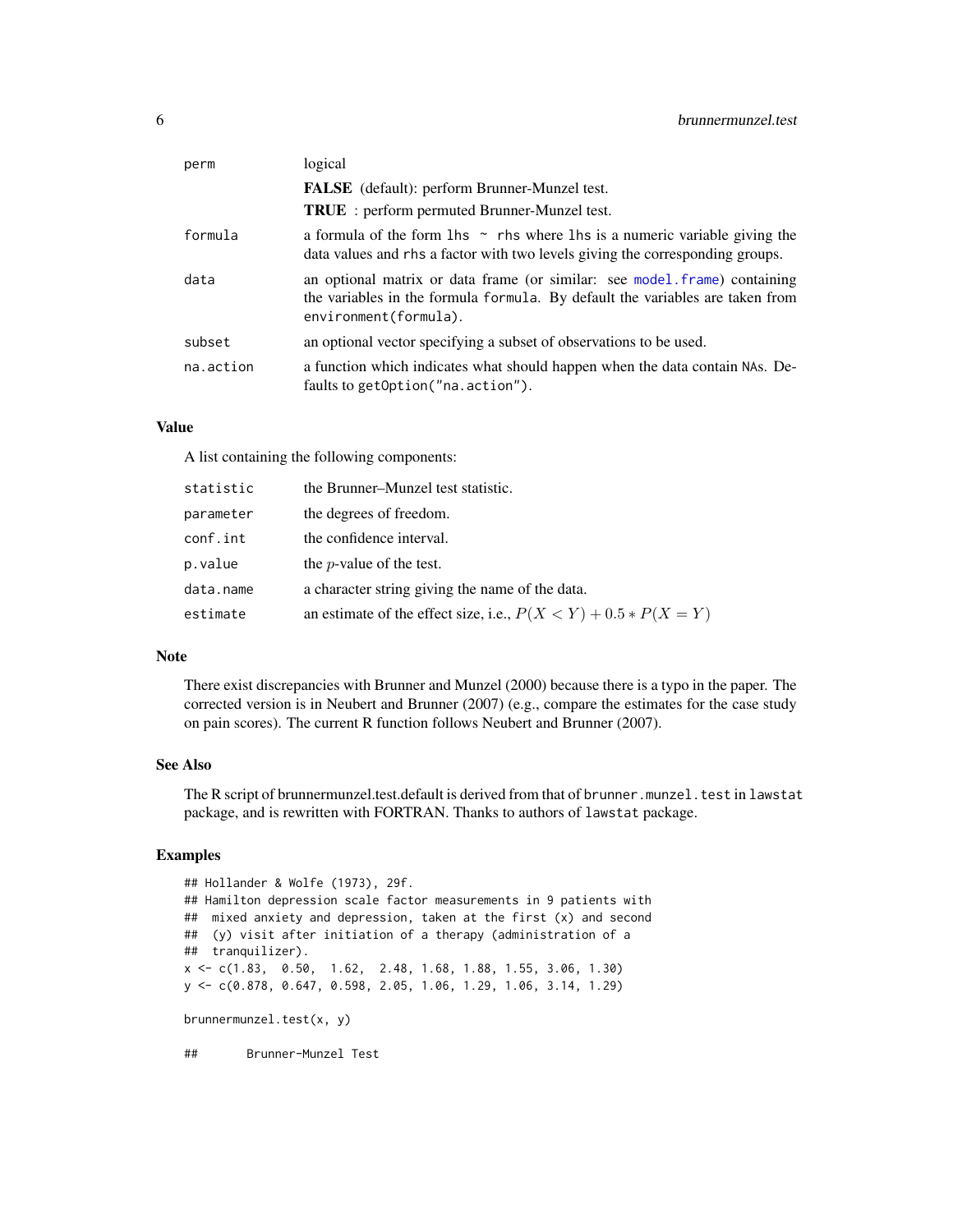| | |
|---|---|
| perm | logical |
| | **FALSE** (default): perform Brunner-Munzel test. |
| | **TRUE** : perform permuted Brunner-Munzel test. |
| formula | a formula of the form `lhs ~ rhs` where `lhs` is a numeric variable giving the data values and `rhs` a factor with two levels giving the corresponding groups. |
| data | an optional matrix or data frame (or similar: see `model.frame`) containing the variables in the formula `formula`. By default the variables are taken from `environment(formula)`. |
| subset | an optional vector specifying a subset of observations to be used. |
| na.action | a function which indicates what should happen when the data contain `NA`s. Defaults to `getOption("na.action")`. |

### Value

A list containing the following components:

| | |
|---|---|
| statistic | the Brunner–Munzel test statistic. |
| parameter | the degrees of freedom. |
| conf.int | the confidence interval. |
| p.value | the $p$-value of the test. |
| data.name | a character string giving the name of the data. |
| estimate | an estimate of the effect size, i.e., $P(X < Y) + 0.5 * P(X = Y)$ |

### Note

There exist discrepancies with Brunner and Munzel (2000) because there is a typo in the paper. The corrected version is in Neubert and Brunner (2007) (e.g., compare the estimates for the case study on pain scores). The current R function follows Neubert and Brunner (2007).

### See Also

The R script of brunnermunzel.test.default is derived from that of `brunner.munzel.test` in `lawstat` package, and is rewritten with FORTRAN. Thanks to authors of `lawstat` package.

### Examples

```
## Hollander & Wolfe (1973), 29f.
## Hamilton depression scale factor measurements in 9 patients with
##  mixed anxiety and depression, taken at the first (x) and second
##  (y) visit after initiation of a therapy (administration of a
##  tranquilizer).
x <- c(1.83,  0.50,  1.62,  2.48, 1.68, 1.88, 1.55, 3.06, 1.30)
y <- c(0.878, 0.647, 0.598, 2.05, 1.06, 1.29, 1.06, 3.14, 1.29)

brunnermunzel.test(x, y)

##       Brunner-Munzel Test
```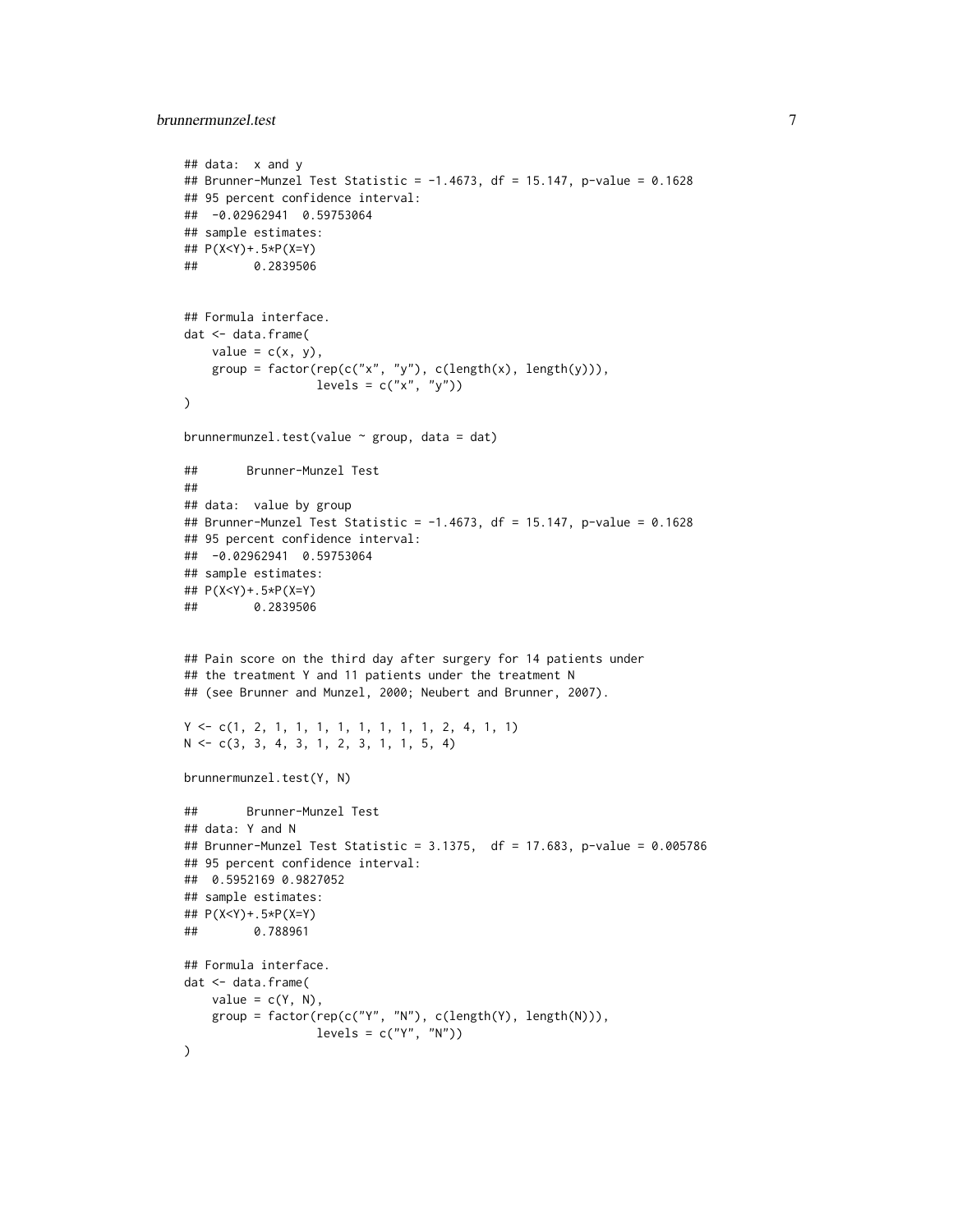```
## data:  x and y
## Brunner-Munzel Test Statistic = -1.4673, df = 15.147, p-value = 0.1628
## 95 percent confidence interval:
##  -0.02962941  0.59753064
## sample estimates:
## P(X<Y)+.5*P(X=Y)
##        0.2839506


## Formula interface.
dat <- data.frame(
    value = c(x, y),
    group = factor(rep(c("x", "y"), c(length(x), length(y))),
                   levels = c("x", "y"))
)

brunnermunzel.test(value ~ group, data = dat)

##       Brunner-Munzel Test
##
## data:  value by group
## Brunner-Munzel Test Statistic = -1.4673, df = 15.147, p-value = 0.1628
## 95 percent confidence interval:
##  -0.02962941  0.59753064
## sample estimates:
## P(X<Y)+.5*P(X=Y)
##        0.2839506


## Pain score on the third day after surgery for 14 patients under
## the treatment Y and 11 patients under the treatment N
## (see Brunner and Munzel, 2000; Neubert and Brunner, 2007).

Y <- c(1, 2, 1, 1, 1, 1, 1, 1, 1, 1, 2, 4, 1, 1)
N <- c(3, 3, 4, 3, 1, 2, 3, 1, 1, 5, 4)

brunnermunzel.test(Y, N)

##       Brunner-Munzel Test
## data: Y and N
## Brunner-Munzel Test Statistic = 3.1375,  df = 17.683, p-value = 0.005786
## 95 percent confidence interval:
##  0.5952169 0.9827052
## sample estimates:
## P(X<Y)+.5*P(X=Y)
##        0.788961

## Formula interface.
dat <- data.frame(
    value = c(Y, N),
    group = factor(rep(c("Y", "N"), c(length(Y), length(N))),
                   levels = c("Y", "N"))
)
```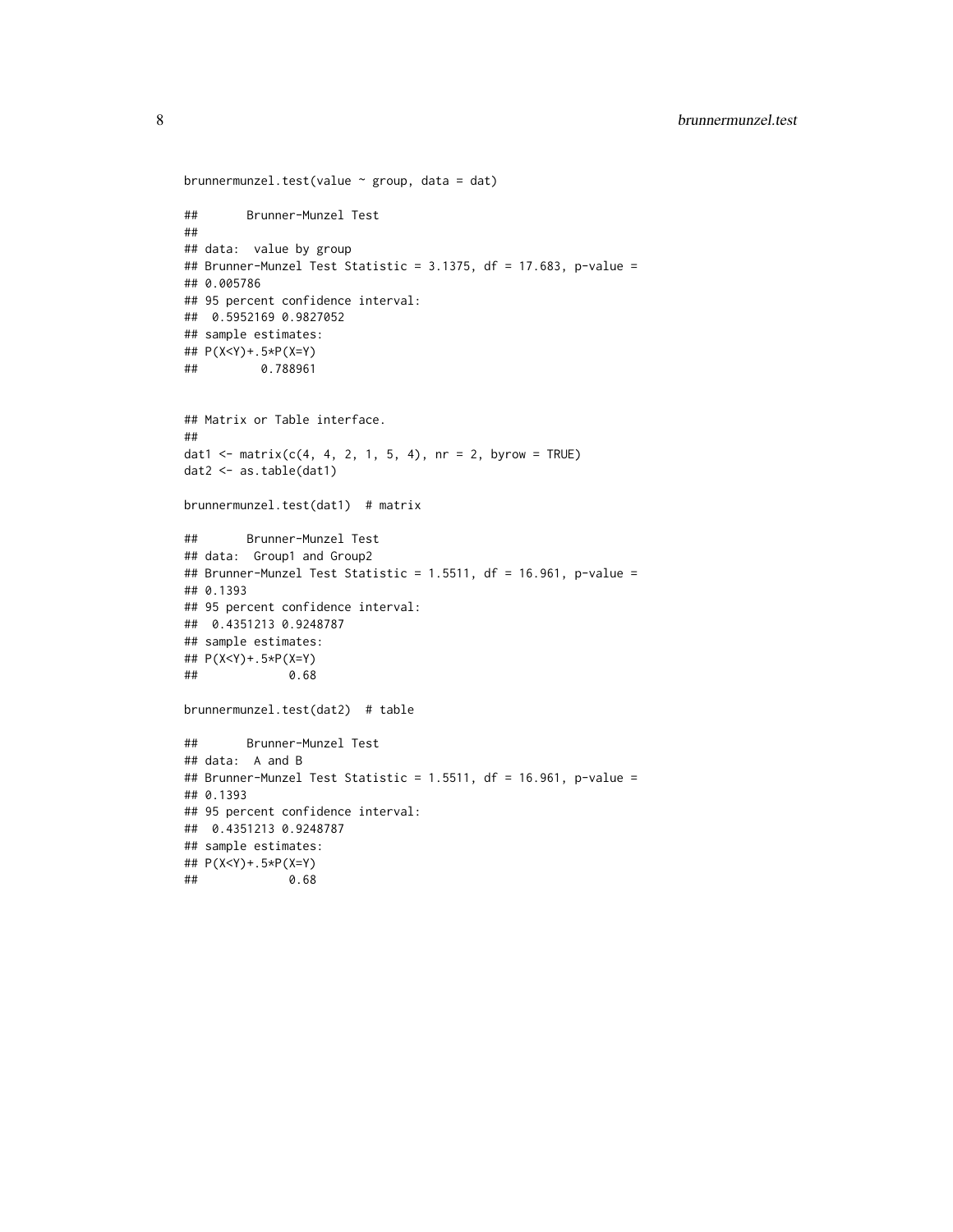```
brunnermunzel.test(value ~ group, data = dat)

##       Brunner-Munzel Test
##
## data:  value by group
## Brunner-Munzel Test Statistic = 3.1375, df = 17.683, p-value =
## 0.005786
## 95 percent confidence interval:
##  0.5952169 0.9827052
## sample estimates:
## P(X<Y)+.5*P(X=Y)
##         0.788961


## Matrix or Table interface.
##
dat1 <- matrix(c(4, 4, 2, 1, 5, 4), nr = 2, byrow = TRUE)
dat2 <- as.table(dat1)

brunnermunzel.test(dat1)  # matrix

##       Brunner-Munzel Test
## data:  Group1 and Group2
## Brunner-Munzel Test Statistic = 1.5511, df = 16.961, p-value =
## 0.1393
## 95 percent confidence interval:
##  0.4351213 0.9248787
## sample estimates:
## P(X<Y)+.5*P(X=Y)
##             0.68

brunnermunzel.test(dat2)  # table

##       Brunner-Munzel Test
## data:  A and B
## Brunner-Munzel Test Statistic = 1.5511, df = 16.961, p-value =
## 0.1393
## 95 percent confidence interval:
##  0.4351213 0.9248787
## sample estimates:
## P(X<Y)+.5*P(X=Y)
##             0.68
```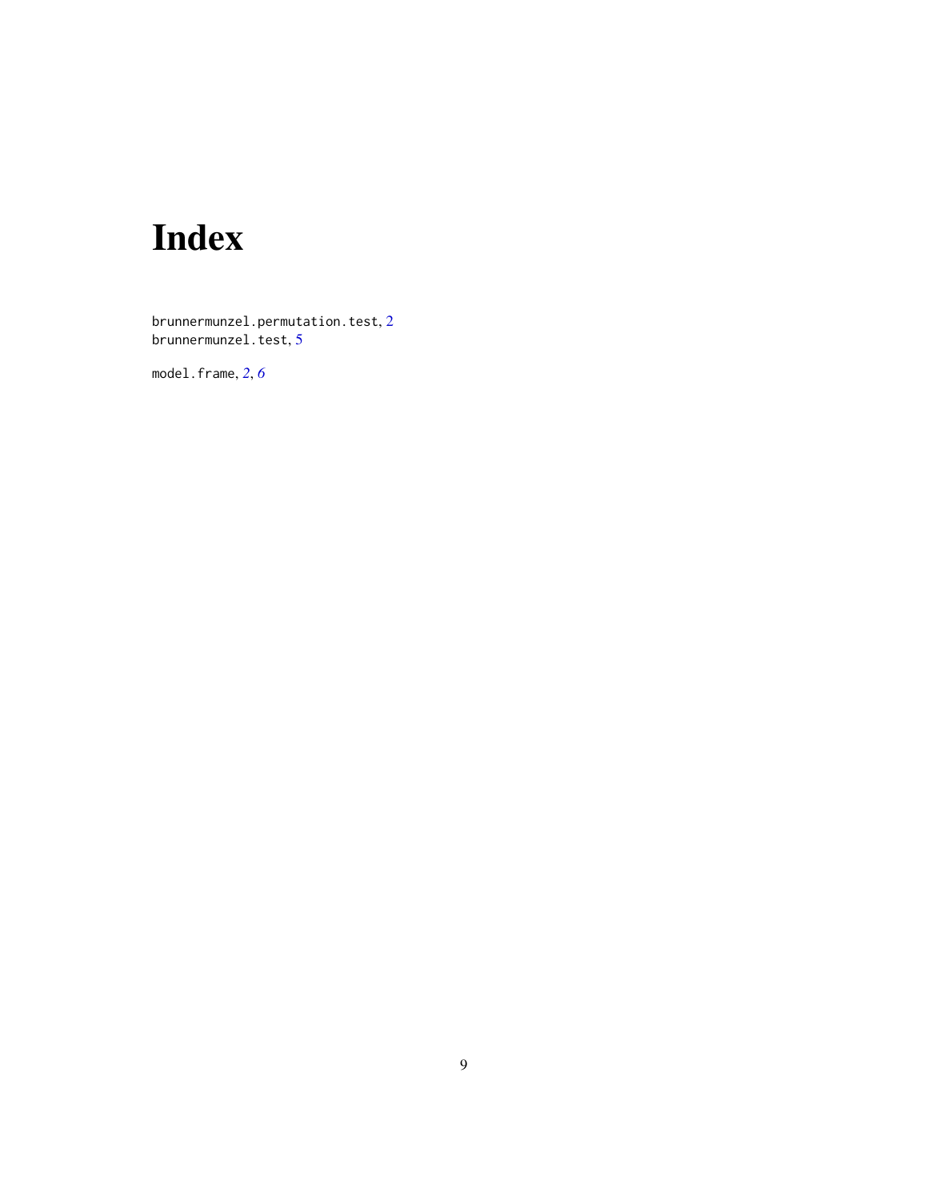# Index

brunnermunzel.permutation.test, 2
brunnermunzel.test, 5

model.frame, *2*, *6*